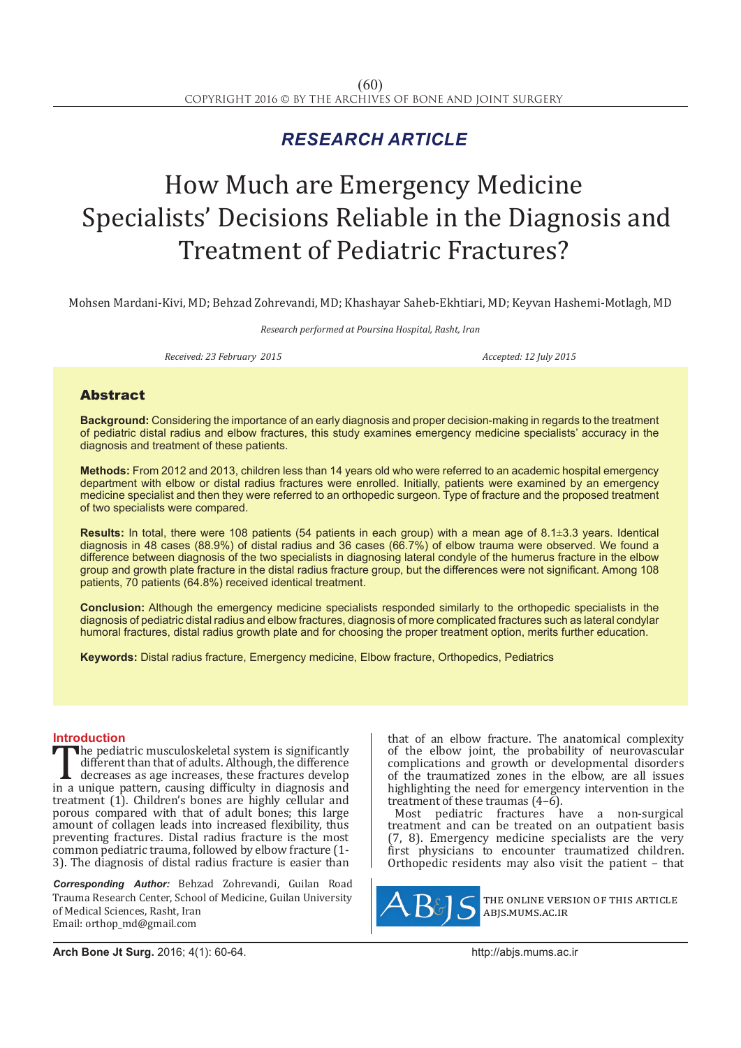*RESEARCH ARTICLE*

# How Much are Emergency Medicine Specialists' Decisions Reliable in the Diagnosis and Treatment of Pediatric Fractures?

Mohsen Mardani-Kivi, MD; Behzad Zohrevandi, MD; Khashayar Saheb-Ekhtiari, MD; Keyvan Hashemi-Motlagh, MD

*Research performed at Poursina Hospital, Rasht, Iran*

*Received: 23 February 2015* *Accepted: 12 July 2015*

## Abstract

**Background:** Considering the importance of an early diagnosis and proper decision-making in regards to the treatment of pediatric distal radius and elbow fractures, this study examines emergency medicine specialists' accuracy in the diagnosis and treatment of these patients.

**Methods:** From 2012 and 2013, children less than 14 years old who were referred to an academic hospital emergency department with elbow or distal radius fractures were enrolled. Initially, patients were examined by an emergency medicine specialist and then they were referred to an orthopedic surgeon. Type of fracture and the proposed treatment of two specialists were compared.

**Results:** In total, there were 108 patients (54 patients in each group) with a mean age of 8.1±3.3 years. Identical diagnosis in 48 cases (88.9%) of distal radius and 36 cases (66.7%) of elbow trauma were observed. We found a difference between diagnosis of the two specialists in diagnosing lateral condyle of the humerus fracture in the elbow group and growth plate fracture in the distal radius fracture group, but the differences were not significant. Among 108 patients, 70 patients (64.8%) received identical treatment.

**Conclusion:** Although the emergency medicine specialists responded similarly to the orthopedic specialists in the diagnosis of pediatric distal radius and elbow fractures, diagnosis of more complicated fractures such as lateral condylar humoral fractures, distal radius growth plate and for choosing the proper treatment option, merits further education.

**Keywords:** Distal radius fracture, Emergency medicine, Elbow fracture, Orthopedics, Pediatrics

## Introduction

The pediatric musculoskeletal system is significantly different than that of adults. Although, the difference decreases as age increases, these fractures develop in a unique pattern, causing difficulty in diagnosis and treatment (1). Children's bones are highly cellular and porous compared with that of adult bones; this large amount of collagen leads into increased flexibility, thus preventing fractures. Distal radius fracture is the most common pediatric trauma, followed by elbow fracture (1-3). The diagnosis of distal radius fracture is easier than that of an elbow fracture. The anatomical complexity of the elbow joint, the probability of neurovascular complications and growth or developmental disorders of the traumatized zones in the elbow, are all issues highlighting the need for emergency intervention in the treatment of these traumas (4–6).

Most pediatric fractures have a non-surgical treatment and can be treated on an outpatient basis (7, 8). Emergency medicine specialists are the very first physicians to encounter traumatized children. Orthopedic residents may also visit the patient – that

***Corresponding Author:*** Behzad Zohrevandi, Guilan Road Trauma Research Center, School of Medicine, Guilan University of Medical Sciences, Rasht, Iran
Email: orthop_md@gmail.com

THE ONLINE VERSION OF THIS ARTICLE ABJS.MUMS.AC.IR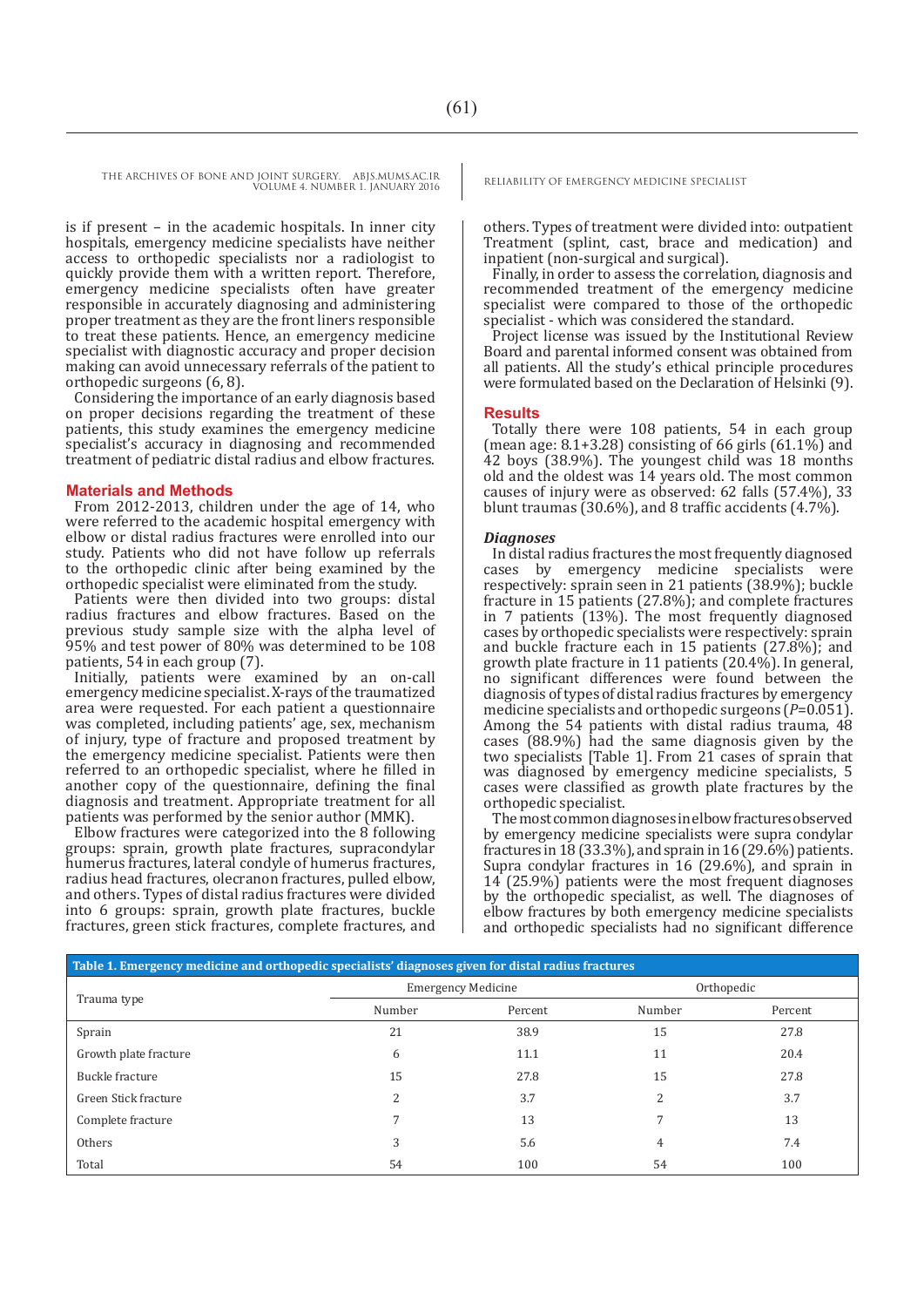is if present – in the academic hospitals. In inner city hospitals, emergency medicine specialists have neither access to orthopedic specialists nor a radiologist to quickly provide them with a written report. Therefore, emergency medicine specialists often have greater responsible in accurately diagnosing and administering proper treatment as they are the front liners responsible to treat these patients. Hence, an emergency medicine specialist with diagnostic accuracy and proper decision making can avoid unnecessary referrals of the patient to orthopedic surgeons (6, 8).

Considering the importance of an early diagnosis based on proper decisions regarding the treatment of these patients, this study examines the emergency medicine specialist's accuracy in diagnosing and recommended treatment of pediatric distal radius and elbow fractures.

## Materials and Methods

From 2012-2013, children under the age of 14, who were referred to the academic hospital emergency with elbow or distal radius fractures were enrolled into our study. Patients who did not have follow up referrals to the orthopedic clinic after being examined by the orthopedic specialist were eliminated from the study.

Patients were then divided into two groups: distal radius fractures and elbow fractures. Based on the previous study sample size with the alpha level of 95% and test power of 80% was determined to be 108 patients, 54 in each group (7).

Initially, patients were examined by an on-call emergency medicine specialist. X-rays of the traumatized area were requested. For each patient a questionnaire was completed, including patients' age, sex, mechanism of injury, type of fracture and proposed treatment by the emergency medicine specialist. Patients were then referred to an orthopedic specialist, where he filled in another copy of the questionnaire, defining the final diagnosis and treatment. Appropriate treatment for all patients was performed by the senior author (MMK).

Elbow fractures were categorized into the 8 following groups: sprain, growth plate fractures, supracondylar humerus fractures, lateral condyle of humerus fractures, radius head fractures, olecranon fractures, pulled elbow, and others. Types of distal radius fractures were divided into 6 groups: sprain, growth plate fractures, buckle fractures, green stick fractures, complete fractures, and others. Types of treatment were divided into: outpatient Treatment (splint, cast, brace and medication) and inpatient (non-surgical and surgical).

Finally, in order to assess the correlation, diagnosis and recommended treatment of the emergency medicine specialist were compared to those of the orthopedic specialist - which was considered the standard.

Project license was issued by the Institutional Review Board and parental informed consent was obtained from all patients. All the study's ethical principle procedures were formulated based on the Declaration of Helsinki (9).

## Results

Totally there were 108 patients, 54 in each group (mean age: 8.1+3.28) consisting of 66 girls (61.1%) and 42 boys (38.9%). The youngest child was 18 months old and the oldest was 14 years old. The most common causes of injury were as observed: 62 falls (57.4%), 33 blunt traumas (30.6%), and 8 traffic accidents (4.7%).

### *Diagnoses*

In distal radius fractures the most frequently diagnosed cases by emergency medicine specialists were respectively: sprain seen in 21 patients (38.9%); buckle fracture in 15 patients (27.8%); and complete fractures in 7 patients (13%). The most frequently diagnosed cases by orthopedic specialists were respectively: sprain and buckle fracture each in 15 patients (27.8%); and growth plate fracture in 11 patients (20.4%). In general, no significant differences were found between the diagnosis of types of distal radius fractures by emergency medicine specialists and orthopedic surgeons (*P*=0.051). Among the 54 patients with distal radius trauma, 48 cases (88.9%) had the same diagnosis given by the two specialists [Table 1]. From 21 cases of sprain that was diagnosed by emergency medicine specialists, 5 cases were classified as growth plate fractures by the orthopedic specialist.

The most common diagnoses in elbow fractures observed by emergency medicine specialists were supra condylar fractures in 18 (33.3%), and sprain in 16 (29.6%) patients. Supra condylar fractures in 16 (29.6%), and sprain in 14 (25.9%) patients were the most frequent diagnoses by the orthopedic specialist, as well. The diagnoses of elbow fractures by both emergency medicine specialists and orthopedic specialists had no significant difference

**Table 1. Emergency medicine and orthopedic specialists' diagnoses given for distal radius fractures**

| Trauma type | Emergency Medicine | | Orthopedic | |
|---|---|---|---|---|
| | Number | Percent | Number | Percent |
| Sprain | 21 | 38.9 | 15 | 27.8 |
| Growth plate fracture | 6 | 11.1 | 11 | 20.4 |
| Buckle fracture | 15 | 27.8 | 15 | 27.8 |
| Green Stick fracture | 2 | 3.7 | 2 | 3.7 |
| Complete fracture | 7 | 13 | 7 | 13 |
| Others | 3 | 5.6 | 4 | 7.4 |
| Total | 54 | 100 | 54 | 100 |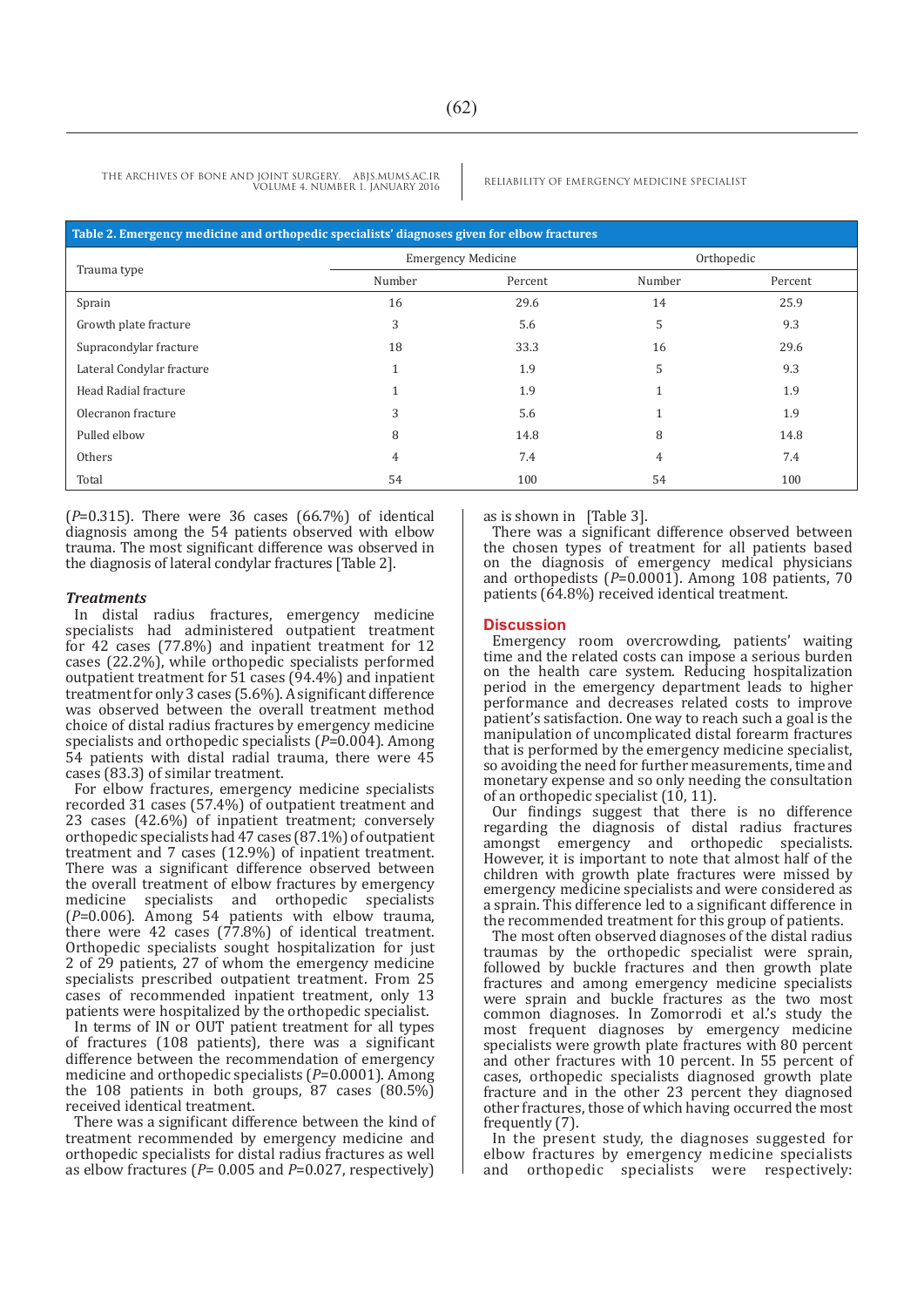**Table 2. Emergency medicine and orthopedic specialists' diagnoses given for elbow fractures**

| Trauma type | Emergency Medicine | | Orthopedic | |
|---|---|---|---|---|
| | Number | Percent | Number | Percent |
| Sprain | 16 | 29.6 | 14 | 25.9 |
| Growth plate fracture | 3 | 5.6 | 5 | 9.3 |
| Supracondylar fracture | 18 | 33.3 | 16 | 29.6 |
| Lateral Condylar fracture | 1 | 1.9 | 5 | 9.3 |
| Head Radial fracture | 1 | 1.9 | 1 | 1.9 |
| Olecranon fracture | 3 | 5.6 | 1 | 1.9 |
| Pulled elbow | 8 | 14.8 | 8 | 14.8 |
| Others | 4 | 7.4 | 4 | 7.4 |
| Total | 54 | 100 | 54 | 100 |

($P$=0.315). There were 36 cases (66.7%) of identical diagnosis among the 54 patients observed with elbow trauma. The most significant difference was observed in the diagnosis of lateral condylar fractures [Table 2].

### *Treatments*

In distal radius fractures, emergency medicine specialists had administered outpatient treatment for 42 cases (77.8%) and inpatient treatment for 12 cases (22.2%), while orthopedic specialists performed outpatient treatment for 51 cases (94.4%) and inpatient treatment for only 3 cases (5.6%). A significant difference was observed between the overall treatment method choice of distal radius fractures by emergency medicine specialists and orthopedic specialists ($P$=0.004). Among 54 patients with distal radial trauma, there were 45 cases (83.3) of similar treatment.

For elbow fractures, emergency medicine specialists recorded 31 cases (57.4%) of outpatient treatment and 23 cases (42.6%) of inpatient treatment; conversely orthopedic specialists had 47 cases (87.1%) of outpatient treatment and 7 cases (12.9%) of inpatient treatment. There was a significant difference observed between the overall treatment of elbow fractures by emergency medicine specialists and orthopedic specialists ($P$=0.006). Among 54 patients with elbow trauma, there were 42 cases (77.8%) of identical treatment. Orthopedic specialists sought hospitalization for just 2 of 29 patients, 27 of whom the emergency medicine specialists prescribed outpatient treatment. From 25 cases of recommended inpatient treatment, only 13 patients were hospitalized by the orthopedic specialist.

In terms of IN or OUT patient treatment for all types of fractures (108 patients), there was a significant difference between the recommendation of emergency medicine and orthopedic specialists ($P$=0.0001). Among the 108 patients in both groups, 87 cases (80.5%) received identical treatment.

There was a significant difference between the kind of treatment recommended by emergency medicine and orthopedic specialists for distal radius fractures as well as elbow fractures ($P$= 0.005 and $P$=0.027, respectively) as is shown in [Table 3].

There was a significant difference observed between the chosen types of treatment for all patients based on the diagnosis of emergency medical physicians and orthopedists ($P$=0.0001). Among 108 patients, 70 patients (64.8%) received identical treatment.

## Discussion

Emergency room overcrowding, patients' waiting time and the related costs can impose a serious burden on the health care system. Reducing hospitalization period in the emergency department leads to higher performance and decreases related costs to improve patient's satisfaction. One way to reach such a goal is the manipulation of uncomplicated distal forearm fractures that is performed by the emergency medicine specialist, so avoiding the need for further measurements, time and monetary expense and so only needing the consultation of an orthopedic specialist (10, 11).

Our findings suggest that there is no difference regarding the diagnosis of distal radius fractures amongst emergency and orthopedic specialists. However, it is important to note that almost half of the children with growth plate fractures were missed by emergency medicine specialists and were considered as a sprain. This difference led to a significant difference in the recommended treatment for this group of patients.

The most often observed diagnoses of the distal radius traumas by the orthopedic specialist were sprain, followed by buckle fractures and then growth plate fractures and among emergency medicine specialists were sprain and buckle fractures as the two most common diagnoses. In Zomorrodi et al.'s study the most frequent diagnoses by emergency medicine specialists were growth plate fractures with 80 percent and other fractures with 10 percent. In 55 percent of cases, orthopedic specialists diagnosed growth plate fracture and in the other 23 percent they diagnosed other fractures, those of which having occurred the most frequently (7).

In the present study, the diagnoses suggested for elbow fractures by emergency medicine specialists and orthopedic specialists were respectively: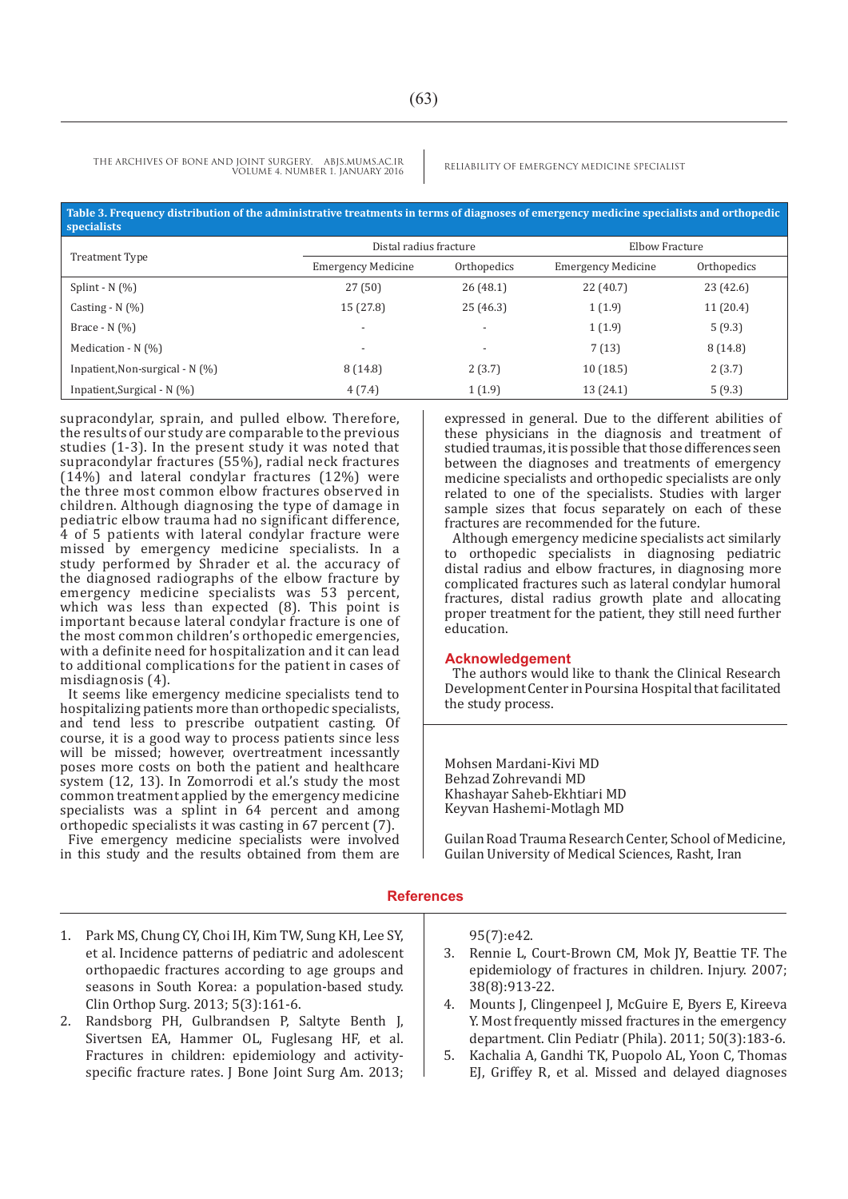**Table 3. Frequency distribution of the administrative treatments in terms of diagnoses of emergency medicine specialists and orthopedic specialists**

| Treatment Type | Distal radius fracture | | Elbow Fracture | |
|---|---|---|---|---|
| | Emergency Medicine | Orthopedics | Emergency Medicine | Orthopedics |
| Splint - N (%) | 27 (50) | 26 (48.1) | 22 (40.7) | 23 (42.6) |
| Casting - N (%) | 15 (27.8) | 25 (46.3) | 1 (1.9) | 11 (20.4) |
| Brace - N (%) | - | - | 1 (1.9) | 5 (9.3) |
| Medication - N (%) | - | - | 7 (13) | 8 (14.8) |
| Inpatient,Non-surgical - N (%) | 8 (14.8) | 2 (3.7) | 10 (18.5) | 2 (3.7) |
| Inpatient,Surgical - N (%) | 4 (7.4) | 1 (1.9) | 13 (24.1) | 5 (9.3) |

supracondylar, sprain, and pulled elbow. Therefore, the results of our study are comparable to the previous studies (1-3). In the present study it was noted that supracondylar fractures (55%), radial neck fractures (14%) and lateral condylar fractures (12%) were the three most common elbow fractures observed in children. Although diagnosing the type of damage in pediatric elbow trauma had no significant difference, 4 of 5 patients with lateral condylar fracture were missed by emergency medicine specialists. In a study performed by Shrader et al. the accuracy of the diagnosed radiographs of the elbow fracture by emergency medicine specialists was 53 percent, which was less than expected (8). This point is important because lateral condylar fracture is one of the most common children's orthopedic emergencies, with a definite need for hospitalization and it can lead to additional complications for the patient in cases of misdiagnosis (4).

It seems like emergency medicine specialists tend to hospitalizing patients more than orthopedic specialists, and tend less to prescribe outpatient casting. Of course, it is a good way to process patients since less will be missed; however, overtreatment incessantly poses more costs on both the patient and healthcare system (12, 13). In Zomorrodi et al.'s study the most common treatment applied by the emergency medicine specialists was a splint in 64 percent and among orthopedic specialists it was casting in 67 percent (7).

Five emergency medicine specialists were involved in this study and the results obtained from them are expressed in general. Due to the different abilities of these physicians in the diagnosis and treatment of studied traumas, it is possible that those differences seen between the diagnoses and treatments of emergency medicine specialists and orthopedic specialists are only related to one of the specialists. Studies with larger sample sizes that focus separately on each of these fractures are recommended for the future.

Although emergency medicine specialists act similarly to orthopedic specialists in diagnosing pediatric distal radius and elbow fractures, in diagnosing more complicated fractures such as lateral condylar humoral fractures, distal radius growth plate and allocating proper treatment for the patient, they still need further education.

## Acknowledgement

The authors would like to thank the Clinical Research Development Center in Poursina Hospital that facilitated the study process.

Mohsen Mardani-Kivi MD
Behzad Zohrevandi MD
Khashayar Saheb-Ekhtiari MD
Keyvan Hashemi-Motlagh MD

Guilan Road Trauma Research Center, School of Medicine, Guilan University of Medical Sciences, Rasht, Iran

## References

1. Park MS, Chung CY, Choi IH, Kim TW, Sung KH, Lee SY, et al. Incidence patterns of pediatric and adolescent orthopaedic fractures according to age groups and seasons in South Korea: a population-based study. Clin Orthop Surg. 2013; 5(3):161-6.
2. Randsborg PH, Gulbrandsen P, Saltyte Benth J, Sivertsen EA, Hammer OL, Fuglesang HF, et al. Fractures in children: epidemiology and activity-specific fracture rates. J Bone Joint Surg Am. 2013; 95(7):e42.
3. Rennie L, Court-Brown CM, Mok JY, Beattie TF. The epidemiology of fractures in children. Injury. 2007; 38(8):913-22.
4. Mounts J, Clingenpeel J, McGuire E, Byers E, Kireeva Y. Most frequently missed fractures in the emergency department. Clin Pediatr (Phila). 2011; 50(3):183-6.
5. Kachalia A, Gandhi TK, Puopolo AL, Yoon C, Thomas EJ, Griffey R, et al. Missed and delayed diagnoses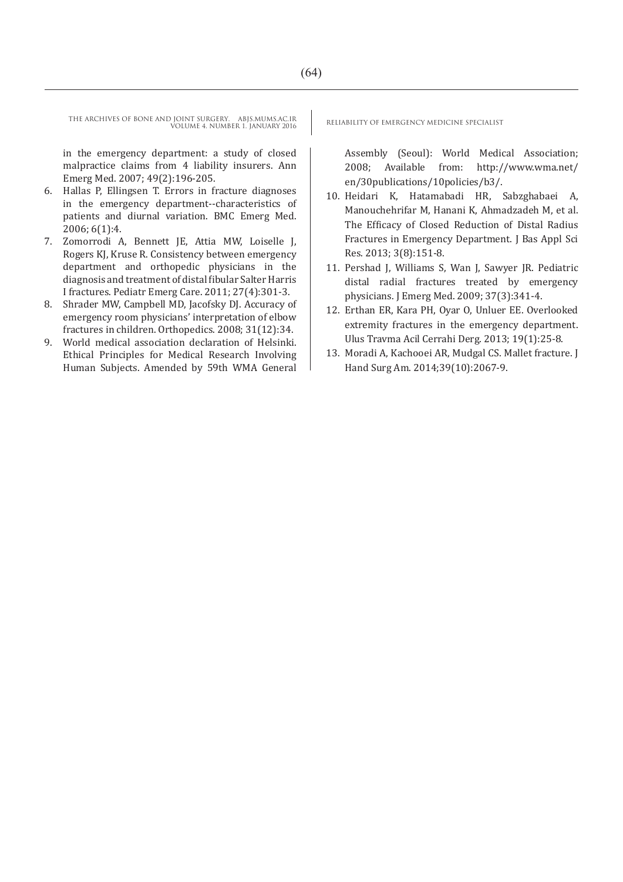in the emergency department: a study of closed malpractice claims from 4 liability insurers. Ann Emerg Med. 2007; 49(2):196-205.

6. Hallas P, Ellingsen T. Errors in fracture diagnoses in the emergency department--characteristics of patients and diurnal variation. BMC Emerg Med. 2006; 6(1):4.
7. Zomorrodi A, Bennett JE, Attia MW, Loiselle J, Rogers KJ, Kruse R. Consistency between emergency department and orthopedic physicians in the diagnosis and treatment of distal fibular Salter Harris I fractures. Pediatr Emerg Care. 2011; 27(4):301-3.
8. Shrader MW, Campbell MD, Jacofsky DJ. Accuracy of emergency room physicians' interpretation of elbow fractures in children. Orthopedics. 2008; 31(12):34.
9. World medical association declaration of Helsinki. Ethical Principles for Medical Research Involving Human Subjects. Amended by 59th WMA General Assembly (Seoul): World Medical Association; 2008; Available from: http://www.wma.net/en/30publications/10policies/b3/.
10. Heidari K, Hatamabadi HR, Sabzghabaei A, Manouchehrifar M, Hanani K, Ahmadzadeh M, et al. The Efficacy of Closed Reduction of Distal Radius Fractures in Emergency Department. J Bas Appl Sci Res. 2013; 3(8):151-8.
11. Pershad J, Williams S, Wan J, Sawyer JR. Pediatric distal radial fractures treated by emergency physicians. J Emerg Med. 2009; 37(3):341-4.
12. Erthan ER, Kara PH, Oyar O, Unluer EE. Overlooked extremity fractures in the emergency department. Ulus Travma Acil Cerrahi Derg. 2013; 19(1):25-8.
13. Moradi A, Kachooei AR, Mudgal CS. Mallet fracture. J Hand Surg Am. 2014;39(10):2067-9.